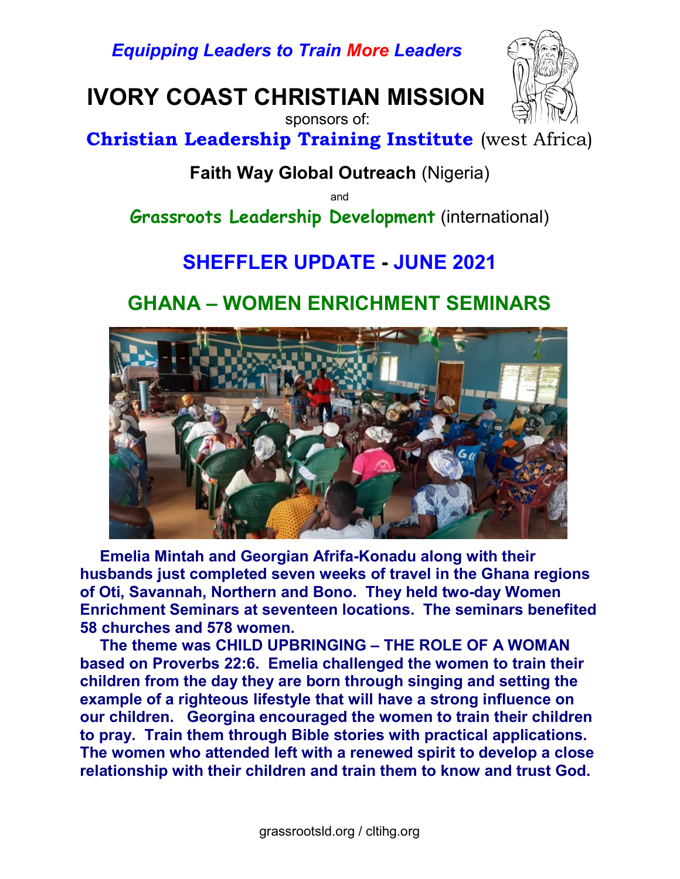*Equipping Leaders to Train More Leaders*

# IVORY COAST CHRISTIAN MISSION

sponsors of:

**Christian Leadership Training Institute** (west Africa)

**Faith Way Global Outreach** (Nigeria)

and

**Grassroots Leadership Development** (international)

## SHEFFLER UPDATE - JUNE 2021

## GHANA – WOMEN ENRICHMENT SEMINARS

**Emelia Mintah and Georgian Afrifa-Konadu along with their husbands just completed seven weeks of travel in the Ghana regions of Oti, Savannah, Northern and Bono. They held two-day Women Enrichment Seminars at seventeen locations. The seminars benefited 58 churches and 578 women.**

**The theme was CHILD UPBRINGING – THE ROLE OF A WOMAN based on Proverbs 22:6. Emelia challenged the women to train their children from the day they are born through singing and setting the example of a righteous lifestyle that will have a strong influence on our children. Georgina encouraged the women to train their children to pray. Train them through Bible stories with practical applications. The women who attended left with a renewed spirit to develop a close relationship with their children and train them to know and trust God.**

grassrootsld.org / cltihg.org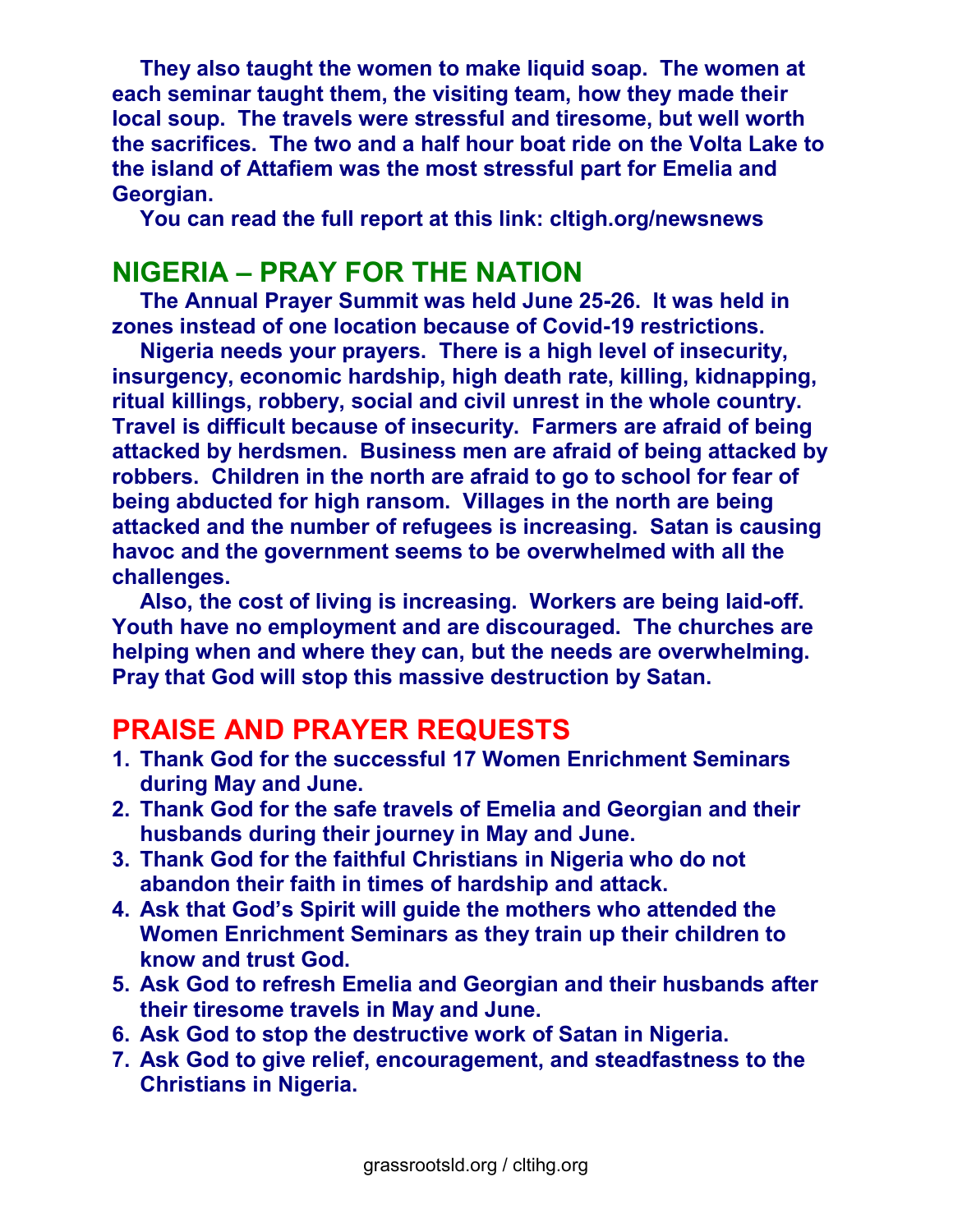**They also taught the women to make liquid soap. The women at each seminar taught them, the visiting team, how they made their local soup. The travels were stressful and tiresome, but well worth the sacrifices. The two and a half hour boat ride on the Volta Lake to the island of Attafiem was the most stressful part for Emelia and Georgian.**

**You can read the full report at this link: cltigh.org/newsnews**

## NIGERIA – PRAY FOR THE NATION

**The Annual Prayer Summit was held June 25-26. It was held in zones instead of one location because of Covid-19 restrictions.**

**Nigeria needs your prayers. There is a high level of insecurity, insurgency, economic hardship, high death rate, killing, kidnapping, ritual killings, robbery, social and civil unrest in the whole country. Travel is difficult because of insecurity. Farmers are afraid of being attacked by herdsmen. Business men are afraid of being attacked by robbers. Children in the north are afraid to go to school for fear of being abducted for high ransom. Villages in the north are being attacked and the number of refugees is increasing. Satan is causing havoc and the government seems to be overwhelmed with all the challenges.**

**Also, the cost of living is increasing. Workers are being laid-off. Youth have no employment and are discouraged. The churches are helping when and where they can, but the needs are overwhelming. Pray that God will stop this massive destruction by Satan.**

## PRAISE AND PRAYER REQUESTS

1. **Thank God for the successful 17 Women Enrichment Seminars during May and June.**
2. **Thank God for the safe travels of Emelia and Georgian and their husbands during their journey in May and June.**
3. **Thank God for the faithful Christians in Nigeria who do not abandon their faith in times of hardship and attack.**
4. **Ask that God's Spirit will guide the mothers who attended the Women Enrichment Seminars as they train up their children to know and trust God.**
5. **Ask God to refresh Emelia and Georgian and their husbands after their tiresome travels in May and June.**
6. **Ask God to stop the destructive work of Satan in Nigeria.**
7. **Ask God to give relief, encouragement, and steadfastness to the Christians in Nigeria.**

grassrootsld.org / cltihg.org